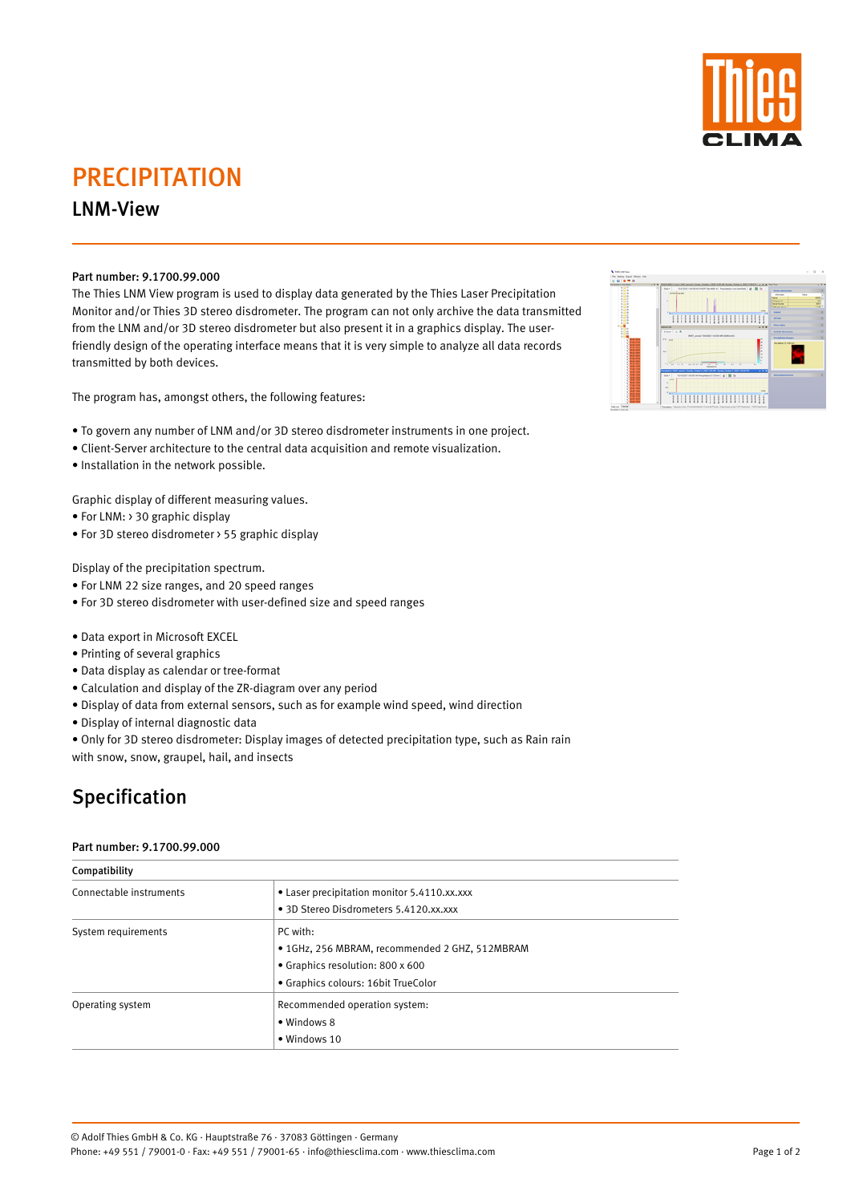# PRECIPITATION

## LNM-View

**Part number: 9.1700.99.000**

The Thies LNM View program is used to display data generated by the Thies Laser Precipitation Monitor and/or Thies 3D stereo disdrometer. The program can not only archive the data transmitted from the LNM and/or 3D stereo disdrometer but also present it in a graphics display. The user-friendly design of the operating interface means that it is very simple to analyze all data records transmitted by both devices.

The program has, amongst others, the following features:

- To govern any number of LNM and/or 3D stereo disdrometer instruments in one project.
- Client-Server architecture to the central data acquisition and remote visualization.
- Installation in the network possible.

Graphic display of different measuring values.

- For LNM: › 30 graphic display
- For 3D stereo disdrometer › 55 graphic display

Display of the precipitation spectrum.

- For LNM 22 size ranges, and 20 speed ranges
- For 3D stereo disdrometer with user-defined size and speed ranges

- Data export in Microsoft EXCEL
- Printing of several graphics
- Data display as calendar or tree-format
- Calculation and display of the ZR-diagram over any period
- Display of data from external sensors, such as for example wind speed, wind direction
- Display of internal diagnostic data
- Only for 3D stereo disdrometer: Display images of detected precipitation type, such as Rain rain with snow, snow, graupel, hail, and insects

## Specification

**Part number: 9.1700.99.000**

| Compatibility | |
|---|---|
| Connectable instruments | • Laser precipitation monitor 5.4110.xx.xxx<br>• 3D Stereo Disdrometers 5.4120.xx.xxx |
| System requirements | PC with:<br>• 1GHz, 256 MBRAM, recommended 2 GHZ, 512MBRAM<br>• Graphics resolution: 800 x 600<br>• Graphics colours: 16bit TrueColor |
| Operating system | Recommended operation system:<br>• Windows 8<br>• Windows 10 |

© Adolf Thies GmbH & Co. KG · Hauptstraße 76 · 37083 Göttingen · Germany
Phone: +49 551 / 79001-0 · Fax: +49 551 / 79001-65 · info@thiesclima.com · www.thiesclima.com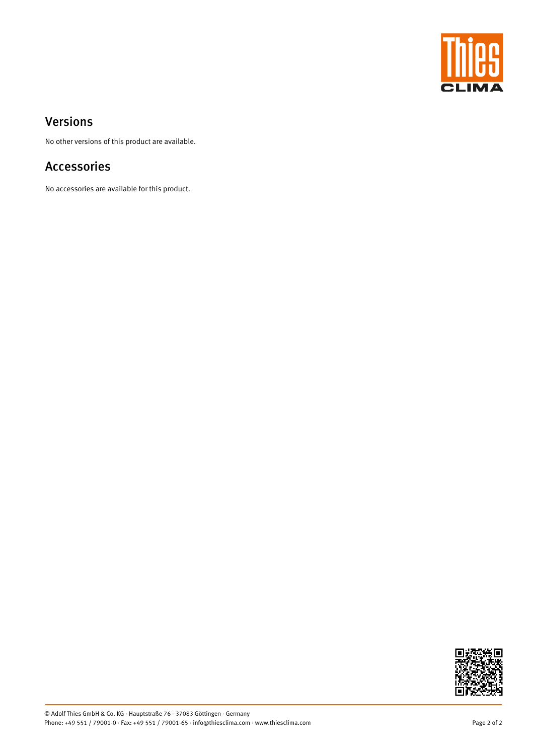## Versions

No other versions of this product are available.

## Accessories

No accessories are available for this product.

© Adolf Thies GmbH & Co. KG · Hauptstraße 76 · 37083 Göttingen · Germany
Phone: +49 551 / 79001-0 · Fax: +49 551 / 79001-65 · info@thiesclima.com · www.thiesclima.com